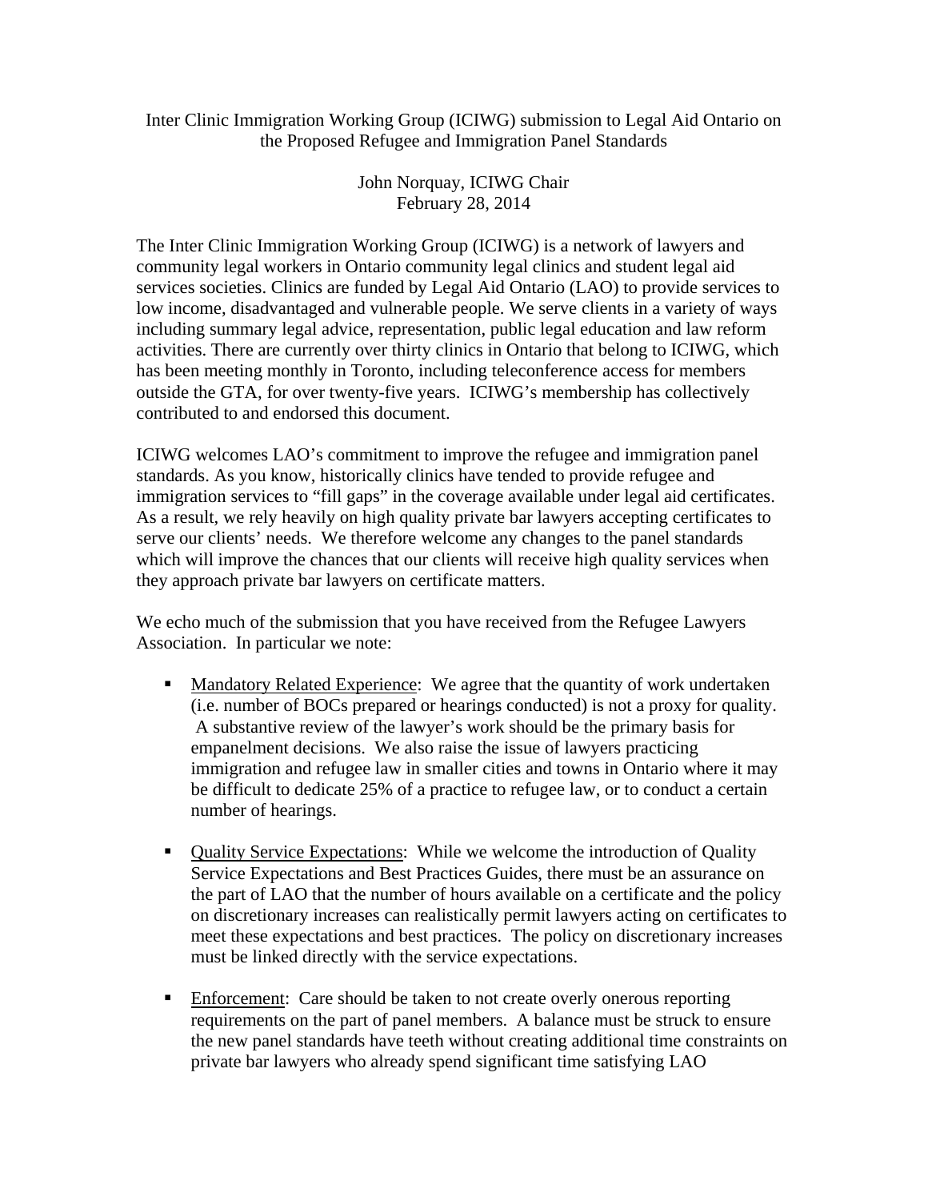Inter Clinic Immigration Working Group (ICIWG) submission to Legal Aid Ontario on the Proposed Refugee and Immigration Panel Standards

John Norquay, ICIWG Chair
February 28, 2014

The Inter Clinic Immigration Working Group (ICIWG) is a network of lawyers and community legal workers in Ontario community legal clinics and student legal aid services societies. Clinics are funded by Legal Aid Ontario (LAO) to provide services to low income, disadvantaged and vulnerable people. We serve clients in a variety of ways including summary legal advice, representation, public legal education and law reform activities. There are currently over thirty clinics in Ontario that belong to ICIWG, which has been meeting monthly in Toronto, including teleconference access for members outside the GTA, for over twenty-five years. ICIWG's membership has collectively contributed to and endorsed this document.

ICIWG welcomes LAO's commitment to improve the refugee and immigration panel standards. As you know, historically clinics have tended to provide refugee and immigration services to "fill gaps" in the coverage available under legal aid certificates. As a result, we rely heavily on high quality private bar lawyers accepting certificates to serve our clients' needs. We therefore welcome any changes to the panel standards which will improve the chances that our clients will receive high quality services when they approach private bar lawyers on certificate matters.

We echo much of the submission that you have received from the Refugee Lawyers Association. In particular we note:

- Mandatory Related Experience: We agree that the quantity of work undertaken (i.e. number of BOCs prepared or hearings conducted) is not a proxy for quality. A substantive review of the lawyer's work should be the primary basis for empanelment decisions. We also raise the issue of lawyers practicing immigration and refugee law in smaller cities and towns in Ontario where it may be difficult to dedicate 25% of a practice to refugee law, or to conduct a certain number of hearings.

- Quality Service Expectations: While we welcome the introduction of Quality Service Expectations and Best Practices Guides, there must be an assurance on the part of LAO that the number of hours available on a certificate and the policy on discretionary increases can realistically permit lawyers acting on certificates to meet these expectations and best practices. The policy on discretionary increases must be linked directly with the service expectations.

- Enforcement: Care should be taken to not create overly onerous reporting requirements on the part of panel members. A balance must be struck to ensure the new panel standards have teeth without creating additional time constraints on private bar lawyers who already spend significant time satisfying LAO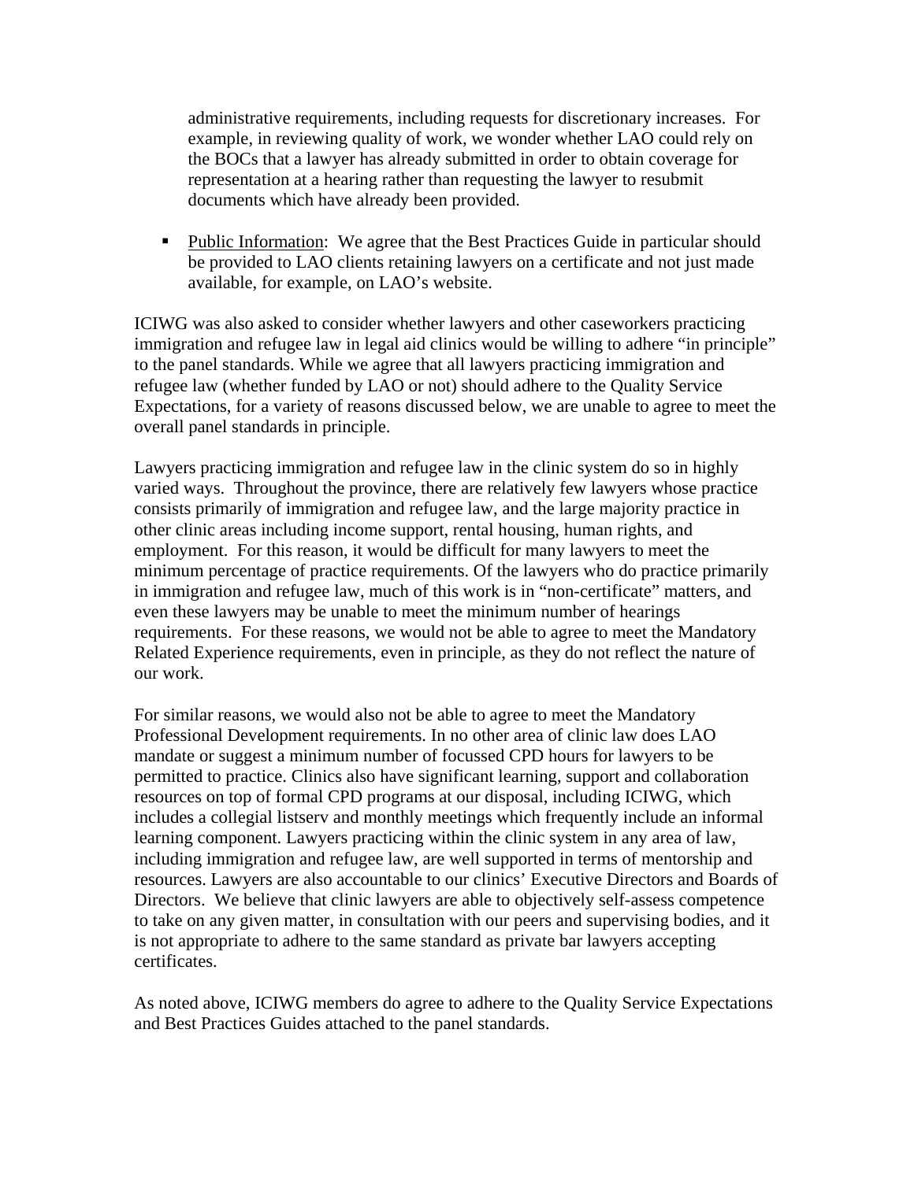administrative requirements, including requests for discretionary increases. For example, in reviewing quality of work, we wonder whether LAO could rely on the BOCs that a lawyer has already submitted in order to obtain coverage for representation at a hearing rather than requesting the lawyer to resubmit documents which have already been provided.

- Public Information: We agree that the Best Practices Guide in particular should be provided to LAO clients retaining lawyers on a certificate and not just made available, for example, on LAO's website.

ICIWG was also asked to consider whether lawyers and other caseworkers practicing immigration and refugee law in legal aid clinics would be willing to adhere "in principle" to the panel standards. While we agree that all lawyers practicing immigration and refugee law (whether funded by LAO or not) should adhere to the Quality Service Expectations, for a variety of reasons discussed below, we are unable to agree to meet the overall panel standards in principle.

Lawyers practicing immigration and refugee law in the clinic system do so in highly varied ways. Throughout the province, there are relatively few lawyers whose practice consists primarily of immigration and refugee law, and the large majority practice in other clinic areas including income support, rental housing, human rights, and employment. For this reason, it would be difficult for many lawyers to meet the minimum percentage of practice requirements. Of the lawyers who do practice primarily in immigration and refugee law, much of this work is in "non-certificate" matters, and even these lawyers may be unable to meet the minimum number of hearings requirements. For these reasons, we would not be able to agree to meet the Mandatory Related Experience requirements, even in principle, as they do not reflect the nature of our work.

For similar reasons, we would also not be able to agree to meet the Mandatory Professional Development requirements. In no other area of clinic law does LAO mandate or suggest a minimum number of focussed CPD hours for lawyers to be permitted to practice. Clinics also have significant learning, support and collaboration resources on top of formal CPD programs at our disposal, including ICIWG, which includes a collegial listserv and monthly meetings which frequently include an informal learning component. Lawyers practicing within the clinic system in any area of law, including immigration and refugee law, are well supported in terms of mentorship and resources. Lawyers are also accountable to our clinics' Executive Directors and Boards of Directors. We believe that clinic lawyers are able to objectively self-assess competence to take on any given matter, in consultation with our peers and supervising bodies, and it is not appropriate to adhere to the same standard as private bar lawyers accepting certificates.

As noted above, ICIWG members do agree to adhere to the Quality Service Expectations and Best Practices Guides attached to the panel standards.